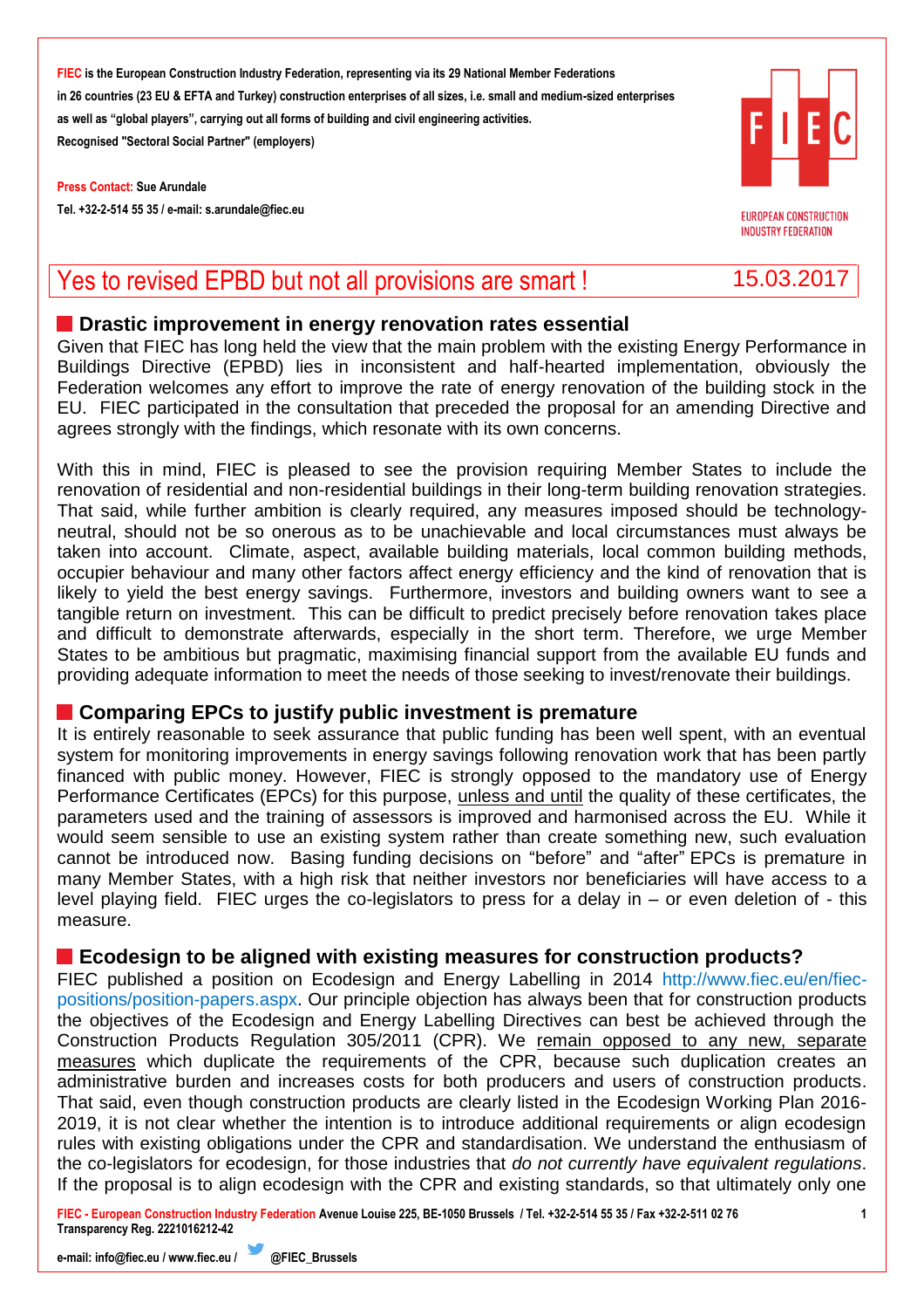**FIEC** is the European Construction Industry Federation, representing via its 29 National Member Federations in 26 countries (23 EU & EFTA and Turkey) construction enterprises of all sizes, i.e. small and medium-sized enterprises as well as "global players", carrying out all forms of building and civil engineering activities.
Recognised "Sectoral Social Partner" (employers)

**Press Contact:** Sue Arundale
Tel. +32-2-514 55 35 / e-mail: s.arundale@fiec.eu

EUROPEAN CONSTRUCTION INDUSTRY FEDERATION

# Yes to revised EPBD but not all provisions are smart !

15.03.2017

## Drastic improvement in energy renovation rates essential

Given that FIEC has long held the view that the main problem with the existing Energy Performance in Buildings Directive (EPBD) lies in inconsistent and half-hearted implementation, obviously the Federation welcomes any effort to improve the rate of energy renovation of the building stock in the EU. FIEC participated in the consultation that preceded the proposal for an amending Directive and agrees strongly with the findings, which resonate with its own concerns.

With this in mind, FIEC is pleased to see the provision requiring Member States to include the renovation of residential and non-residential buildings in their long-term building renovation strategies. That said, while further ambition is clearly required, any measures imposed should be technology-neutral, should not be so onerous as to be unachievable and local circumstances must always be taken into account. Climate, aspect, available building materials, local common building methods, occupier behaviour and many other factors affect energy efficiency and the kind of renovation that is likely to yield the best energy savings. Furthermore, investors and building owners want to see a tangible return on investment. This can be difficult to predict precisely before renovation takes place and difficult to demonstrate afterwards, especially in the short term. Therefore, we urge Member States to be ambitious but pragmatic, maximising financial support from the available EU funds and providing adequate information to meet the needs of those seeking to invest/renovate their buildings.

## Comparing EPCs to justify public investment is premature

It is entirely reasonable to seek assurance that public funding has been well spent, with an eventual system for monitoring improvements in energy savings following renovation work that has been partly financed with public money. However, FIEC is strongly opposed to the mandatory use of Energy Performance Certificates (EPCs) for this purpose, unless and until the quality of these certificates, the parameters used and the training of assessors is improved and harmonised across the EU. While it would seem sensible to use an existing system rather than create something new, such evaluation cannot be introduced now. Basing funding decisions on "before" and "after" EPCs is premature in many Member States, with a high risk that neither investors nor beneficiaries will have access to a level playing field. FIEC urges the co-legislators to press for a delay in – or even deletion of - this measure.

## Ecodesign to be aligned with existing measures for construction products?

FIEC published a position on Ecodesign and Energy Labelling in 2014 http://www.fiec.eu/en/fiec-positions/position-papers.aspx. Our principle objection has always been that for construction products the objectives of the Ecodesign and Energy Labelling Directives can best be achieved through the Construction Products Regulation 305/2011 (CPR). We remain opposed to any new, separate measures which duplicate the requirements of the CPR, because such duplication creates an administrative burden and increases costs for both producers and users of construction products. That said, even though construction products are clearly listed in the Ecodesign Working Plan 2016-2019, it is not clear whether the intention is to introduce additional requirements or align ecodesign rules with existing obligations under the CPR and standardisation. We understand the enthusiasm of the co-legislators for ecodesign, for those industries that *do not currently have equivalent regulations*. If the proposal is to align ecodesign with the CPR and existing standards, so that ultimately only one

**FIEC - European Construction Industry Federation** Avenue Louise 225, BE-1050 Brussels / Tel. +32-2-514 55 35 / Fax +32-2-511 02 76
Transparency Reg. 2221016212-42

e-mail: info@fiec.eu / www.fiec.eu / @FIEC_Brussels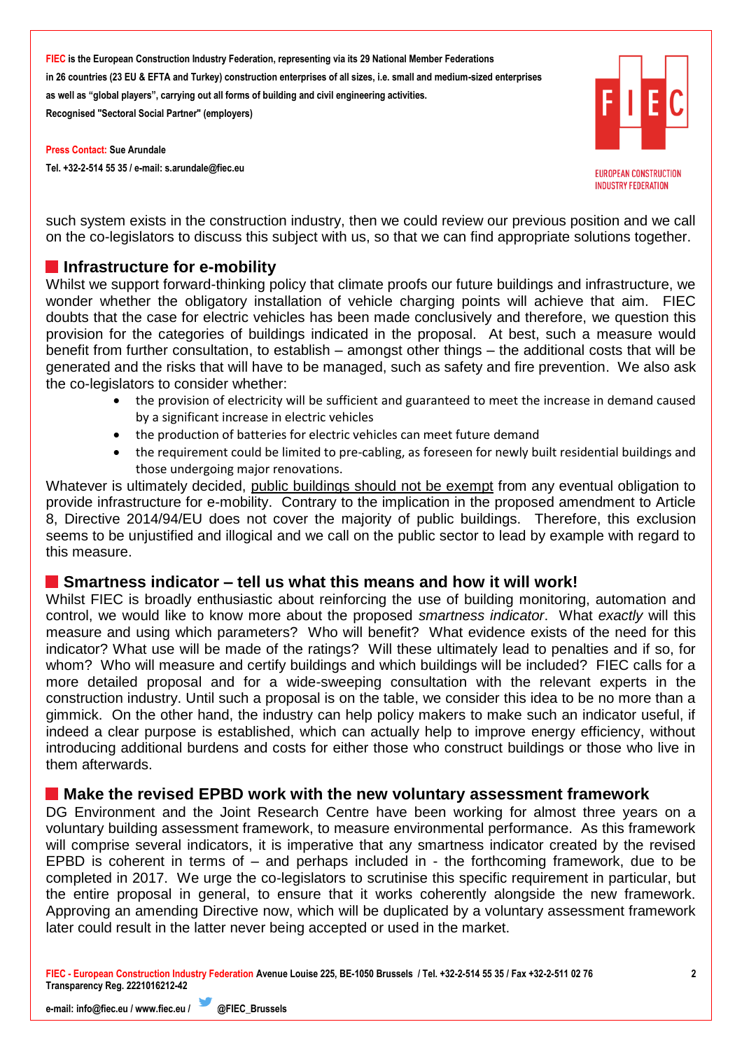such system exists in the construction industry, then we could review our previous position and we call on the co-legislators to discuss this subject with us, so that we can find appropriate solutions together.

## Infrastructure for e-mobility

Whilst we support forward-thinking policy that climate proofs our future buildings and infrastructure, we wonder whether the obligatory installation of vehicle charging points will achieve that aim. FIEC doubts that the case for electric vehicles has been made conclusively and therefore, we question this provision for the categories of buildings indicated in the proposal. At best, such a measure would benefit from further consultation, to establish – amongst other things – the additional costs that will be generated and the risks that will have to be managed, such as safety and fire prevention. We also ask the co-legislators to consider whether:

- the provision of electricity will be sufficient and guaranteed to meet the increase in demand caused by a significant increase in electric vehicles
- the production of batteries for electric vehicles can meet future demand
- the requirement could be limited to pre-cabling, as foreseen for newly built residential buildings and those undergoing major renovations.

Whatever is ultimately decided, public buildings should not be exempt from any eventual obligation to provide infrastructure for e-mobility. Contrary to the implication in the proposed amendment to Article 8, Directive 2014/94/EU does not cover the majority of public buildings. Therefore, this exclusion seems to be unjustified and illogical and we call on the public sector to lead by example with regard to this measure.

## Smartness indicator – tell us what this means and how it will work!

Whilst FIEC is broadly enthusiastic about reinforcing the use of building monitoring, automation and control, we would like to know more about the proposed *smartness indicator*. What *exactly* will this measure and using which parameters? Who will benefit? What evidence exists of the need for this indicator? What use will be made of the ratings? Will these ultimately lead to penalties and if so, for whom? Who will measure and certify buildings and which buildings will be included? FIEC calls for a more detailed proposal and for a wide-sweeping consultation with the relevant experts in the construction industry. Until such a proposal is on the table, we consider this idea to be no more than a gimmick. On the other hand, the industry can help policy makers to make such an indicator useful, if indeed a clear purpose is established, which can actually help to improve energy efficiency, without introducing additional burdens and costs for either those who construct buildings or those who live in them afterwards.

## Make the revised EPBD work with the new voluntary assessment framework

DG Environment and the Joint Research Centre have been working for almost three years on a voluntary building assessment framework, to measure environmental performance. As this framework will comprise several indicators, it is imperative that any smartness indicator created by the revised EPBD is coherent in terms of – and perhaps included in - the forthcoming framework, due to be completed in 2017. We urge the co-legislators to scrutinise this specific requirement in particular, but the entire proposal in general, to ensure that it works coherently alongside the new framework. Approving an amending Directive now, which will be duplicated by a voluntary assessment framework later could result in the latter never being accepted or used in the market.